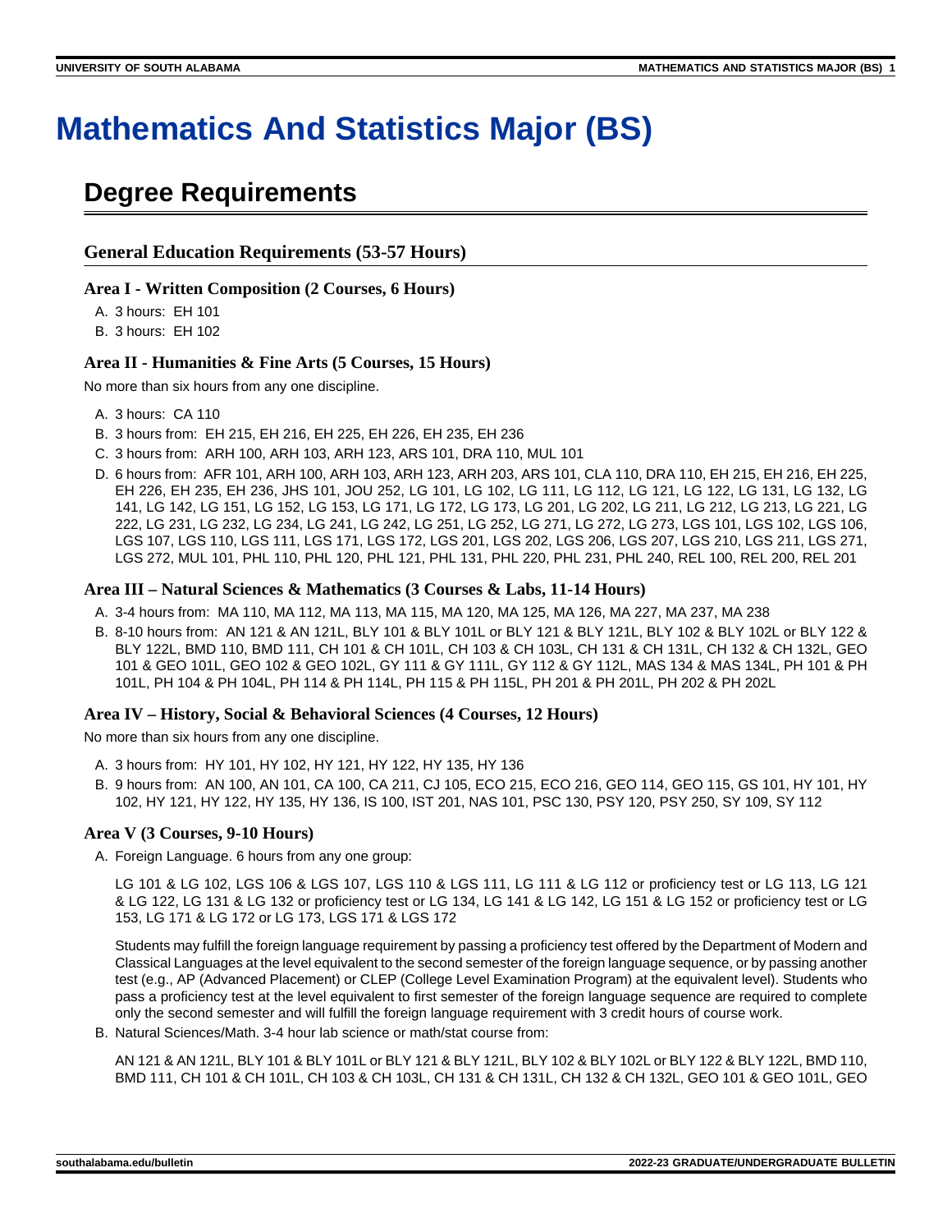# Mathematics And Statistics Major (BS)

## Degree Requirements

### General Education Requirements (53-57 Hours)

#### Area I - Written Composition (2 Courses, 6 Hours)

A. 3 hours: EH 101
B. 3 hours: EH 102

#### Area II - Humanities & Fine Arts (5 Courses, 15 Hours)

No more than six hours from any one discipline.

A. 3 hours: CA 110
B. 3 hours from: EH 215, EH 216, EH 225, EH 226, EH 235, EH 236
C. 3 hours from: ARH 100, ARH 103, ARH 123, ARS 101, DRA 110, MUL 101
D. 6 hours from: AFR 101, ARH 100, ARH 103, ARH 123, ARH 203, ARS 101, CLA 110, DRA 110, EH 215, EH 216, EH 225, EH 226, EH 235, EH 236, JHS 101, JOU 252, LG 101, LG 102, LG 111, LG 112, LG 121, LG 122, LG 131, LG 132, LG 141, LG 142, LG 151, LG 152, LG 153, LG 171, LG 172, LG 173, LG 201, LG 202, LG 211, LG 212, LG 213, LG 221, LG 222, LG 231, LG 232, LG 234, LG 241, LG 242, LG 251, LG 252, LG 271, LG 272, LG 273, LGS 101, LGS 102, LGS 106, LGS 107, LGS 110, LGS 111, LGS 171, LGS 172, LGS 201, LGS 202, LGS 206, LGS 207, LGS 210, LGS 211, LGS 271, LGS 272, MUL 101, PHL 110, PHL 120, PHL 121, PHL 131, PHL 220, PHL 231, PHL 240, REL 100, REL 200, REL 201

#### Area III – Natural Sciences & Mathematics (3 Courses & Labs, 11-14 Hours)

A. 3-4 hours from: MA 110, MA 112, MA 113, MA 115, MA 120, MA 125, MA 126, MA 227, MA 237, MA 238
B. 8-10 hours from: AN 121 & AN 121L, BLY 101 & BLY 101L or BLY 121 & BLY 121L, BLY 102 & BLY 102L or BLY 122 & BLY 122L, BMD 110, BMD 111, CH 101 & CH 101L, CH 103 & CH 103L, CH 131 & CH 131L, CH 132 & CH 132L, GEO 101 & GEO 101L, GEO 102 & GEO 102L, GY 111 & GY 111L, GY 112 & GY 112L, MAS 134 & MAS 134L, PH 101 & PH 101L, PH 104 & PH 104L, PH 114 & PH 114L, PH 115 & PH 115L, PH 201 & PH 201L, PH 202 & PH 202L

#### Area IV – History, Social & Behavioral Sciences (4 Courses, 12 Hours)

No more than six hours from any one discipline.

A. 3 hours from: HY 101, HY 102, HY 121, HY 122, HY 135, HY 136
B. 9 hours from: AN 100, AN 101, CA 100, CA 211, CJ 105, ECO 215, ECO 216, GEO 114, GEO 115, GS 101, HY 101, HY 102, HY 121, HY 122, HY 135, HY 136, IS 100, IST 201, NAS 101, PSC 130, PSY 120, PSY 250, SY 109, SY 112

#### Area V (3 Courses, 9-10 Hours)

A. Foreign Language. 6 hours from any one group:

   LG 101 & LG 102, LGS 106 & LGS 107, LGS 110 & LGS 111, LG 111 & LG 112 or proficiency test or LG 113, LG 121 & LG 122, LG 131 & LG 132 or proficiency test or LG 134, LG 141 & LG 142, LG 151 & LG 152 or proficiency test or LG 153, LG 171 & LG 172 or LG 173, LGS 171 & LGS 172

   Students may fulfill the foreign language requirement by passing a proficiency test offered by the Department of Modern and Classical Languages at the level equivalent to the second semester of the foreign language sequence, or by passing another test (e.g., AP (Advanced Placement) or CLEP (College Level Examination Program) at the equivalent level). Students who pass a proficiency test at the level equivalent to first semester of the foreign language sequence are required to complete only the second semester and will fulfill the foreign language requirement with 3 credit hours of course work.

B. Natural Sciences/Math. 3-4 hour lab science or math/stat course from:

   AN 121 & AN 121L, BLY 101 & BLY 101L or BLY 121 & BLY 121L, BLY 102 & BLY 102L or BLY 122 & BLY 122L, BMD 110, BMD 111, CH 101 & CH 101L, CH 103 & CH 103L, CH 131 & CH 131L, CH 132 & CH 132L, GEO 101 & GEO 101L, GEO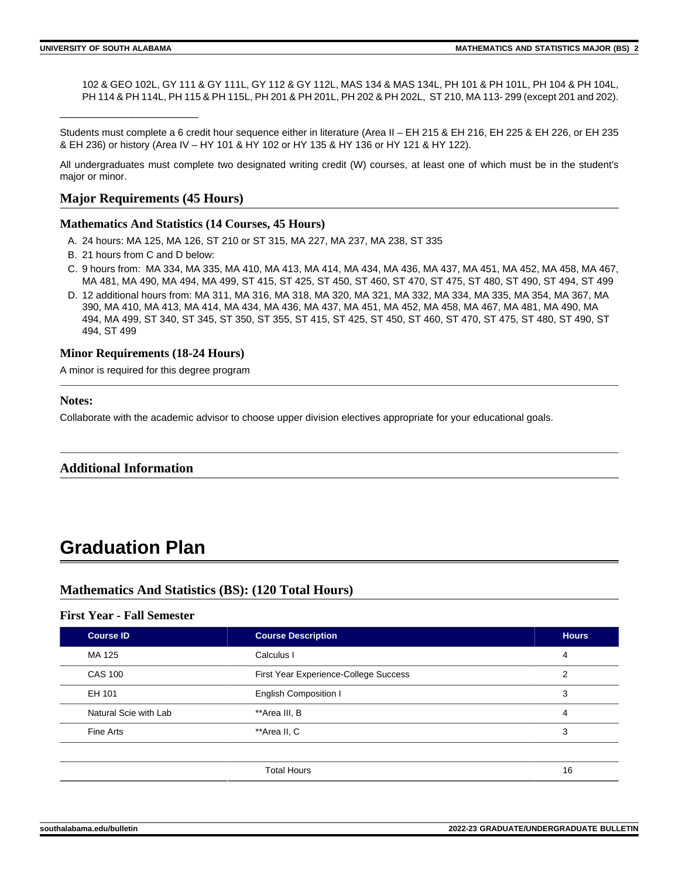102 & GEO 102L, GY 111 & GY 111L, GY 112 & GY 112L, MAS 134 & MAS 134L, PH 101 & PH 101L, PH 104 & PH 104L, PH 114 & PH 114L, PH 115 & PH 115L, PH 201 & PH 201L, PH 202 & PH 202L, ST 210, MA 113- 299 (except 201 and 202).

___________________________

Students must complete a 6 credit hour sequence either in literature (Area II – EH 215 & EH 216, EH 225 & EH 226, or EH 235 & EH 236) or history (Area IV – HY 101 & HY 102 or HY 135 & HY 136 or HY 121 & HY 122).

All undergraduates must complete two designated writing credit (W) courses, at least one of which must be in the student's major or minor.

## Major Requirements (45 Hours)

### Mathematics And Statistics (14 Courses, 45 Hours)

A. 24 hours: MA 125, MA 126, ST 210 or ST 315, MA 227, MA 237, MA 238, ST 335
B. 21 hours from C and D below:
C. 9 hours from: MA 334, MA 335, MA 410, MA 413, MA 414, MA 434, MA 436, MA 437, MA 451, MA 452, MA 458, MA 467, MA 481, MA 490, MA 494, MA 499, ST 415, ST 425, ST 450, ST 460, ST 470, ST 475, ST 480, ST 490, ST 494, ST 499
D. 12 additional hours from: MA 311, MA 316, MA 318, MA 320, MA 321, MA 332, MA 334, MA 335, MA 354, MA 367, MA 390, MA 410, MA 413, MA 414, MA 434, MA 436, MA 437, MA 451, MA 452, MA 458, MA 467, MA 481, MA 490, MA 494, MA 499, ST 340, ST 345, ST 350, ST 355, ST 415, ST 425, ST 450, ST 460, ST 470, ST 475, ST 480, ST 490, ST 494, ST 499

### Minor Requirements (18-24 Hours)

A minor is required for this degree program

### Notes:

Collaborate with the academic advisor to choose upper division electives appropriate for your educational goals.

## Additional Information

# Graduation Plan

## Mathematics And Statistics (BS): (120 Total Hours)

### First Year - Fall Semester

| Course ID | Course Description | Hours |
|---|---|---|
| MA 125 | Calculus I | 4 |
| CAS 100 | First Year Experience-College Success | 2 |
| EH 101 | English Composition I | 3 |
| Natural Scie with Lab | **Area III, B | 4 |
| Fine Arts | **Area II, C | 3 |
| | | |
| | Total Hours | 16 |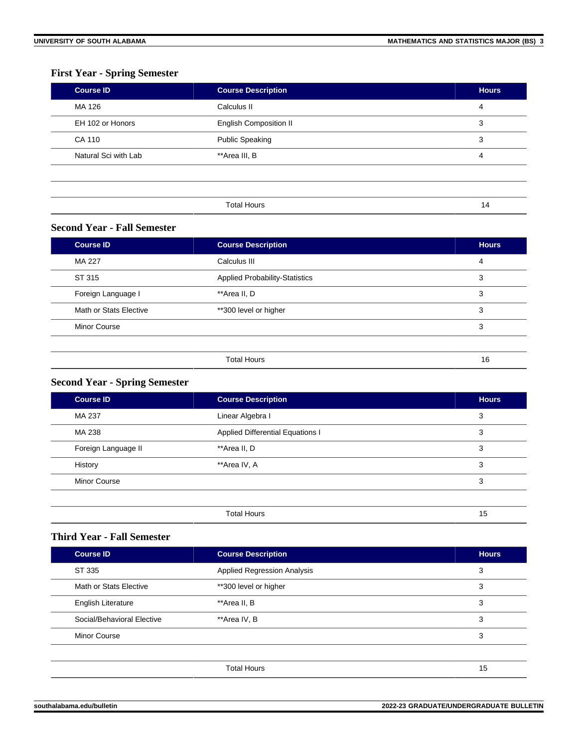### First Year - Spring Semester

| Course ID | Course Description | Hours |
|---|---|---|
| MA 126 | Calculus II | 4 |
| EH 102 or Honors | English Composition II | 3 |
| CA 110 | Public Speaking | 3 |
| Natural Sci with Lab | **Area III, B | 4 |
| | | |
| | | |
| | Total Hours | 14 |

### Second Year - Fall Semester

| Course ID | Course Description | Hours |
|---|---|---|
| MA 227 | Calculus III | 4 |
| ST 315 | Applied Probability-Statistics | 3 |
| Foreign Language I | **Area II, D | 3 |
| Math or Stats Elective | **300 level or higher | 3 |
| Minor Course | | 3 |
| | | |
| | Total Hours | 16 |

### Second Year - Spring Semester

| Course ID | Course Description | Hours |
|---|---|---|
| MA 237 | Linear Algebra I | 3 |
| MA 238 | Applied Differential Equations I | 3 |
| Foreign Language II | **Area II, D | 3 |
| History | **Area IV, A | 3 |
| Minor Course | | 3 |
| | | |
| | Total Hours | 15 |

### Third Year - Fall Semester

| Course ID | Course Description | Hours |
|---|---|---|
| ST 335 | Applied Regression Analysis | 3 |
| Math or Stats Elective | **300 level or higher | 3 |
| English Literature | **Area II, B | 3 |
| Social/Behavioral Elective | **Area IV, B | 3 |
| Minor Course | | 3 |
| | | |
| | Total Hours | 15 |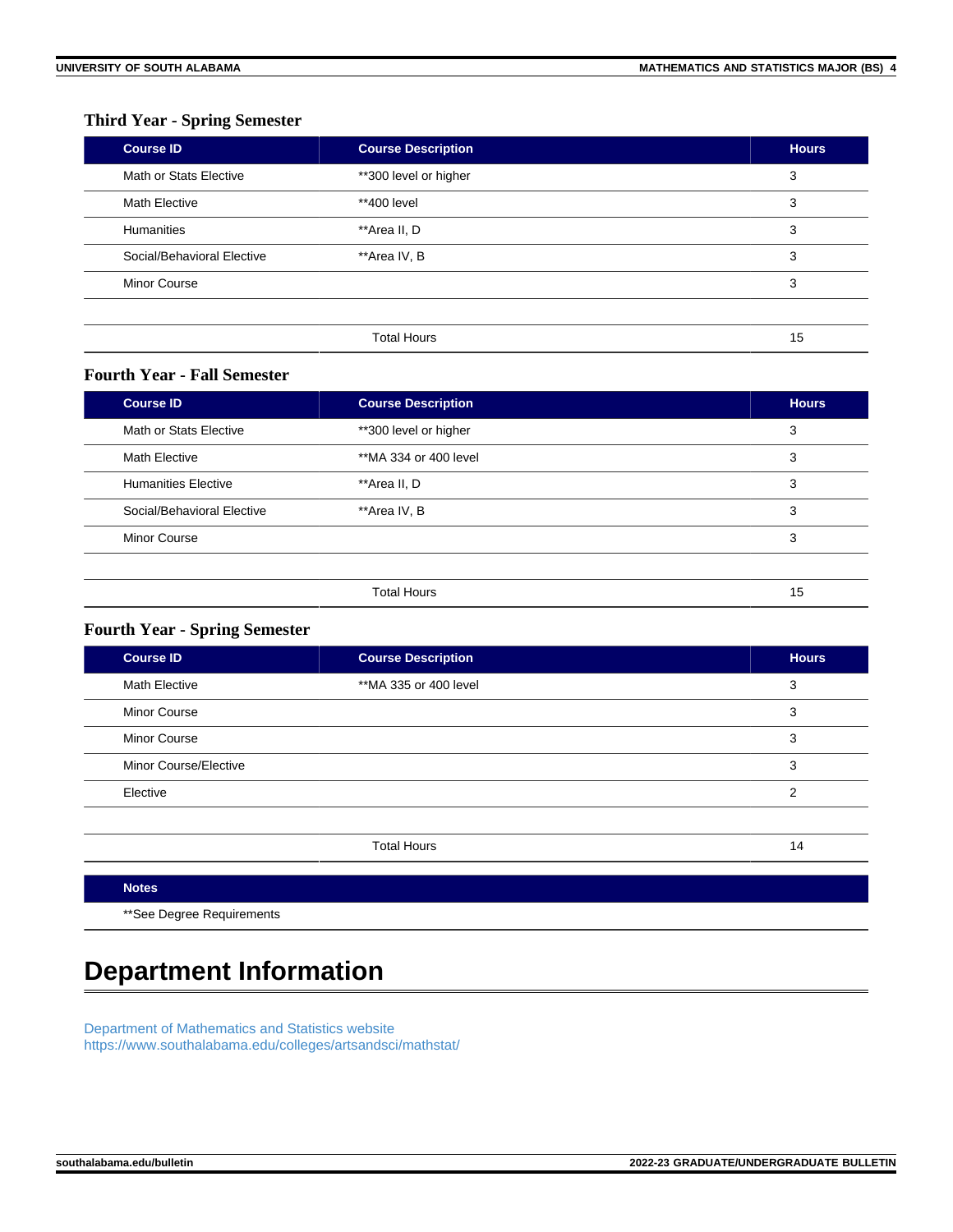### Third Year - Spring Semester

| Course ID | Course Description | Hours |
|---|---|---|
| Math or Stats Elective | **300 level or higher | 3 |
| Math Elective | **400 level | 3 |
| Humanities | **Area II, D | 3 |
| Social/Behavioral Elective | **Area IV, B | 3 |
| Minor Course | | 3 |
| | | |
| | Total Hours | 15 |

### Fourth Year - Fall Semester

| Course ID | Course Description | Hours |
|---|---|---|
| Math or Stats Elective | **300 level or higher | 3 |
| Math Elective | **MA 334 or 400 level | 3 |
| Humanities Elective | **Area II, D | 3 |
| Social/Behavioral Elective | **Area IV, B | 3 |
| Minor Course | | 3 |
| | | |
| | Total Hours | 15 |

### Fourth Year - Spring Semester

| Course ID | Course Description | Hours |
|---|---|---|
| Math Elective | **MA 335 or 400 level | 3 |
| Minor Course | | 3 |
| Minor Course | | 3 |
| Minor Course/Elective | | 3 |
| Elective | | 2 |
| | | |
| | Total Hours | 14 |

| Notes |
|---|
| **See Degree Requirements |

# Department Information

Department of Mathematics and Statistics website
https://www.southalabama.edu/colleges/artsandsci/mathstat/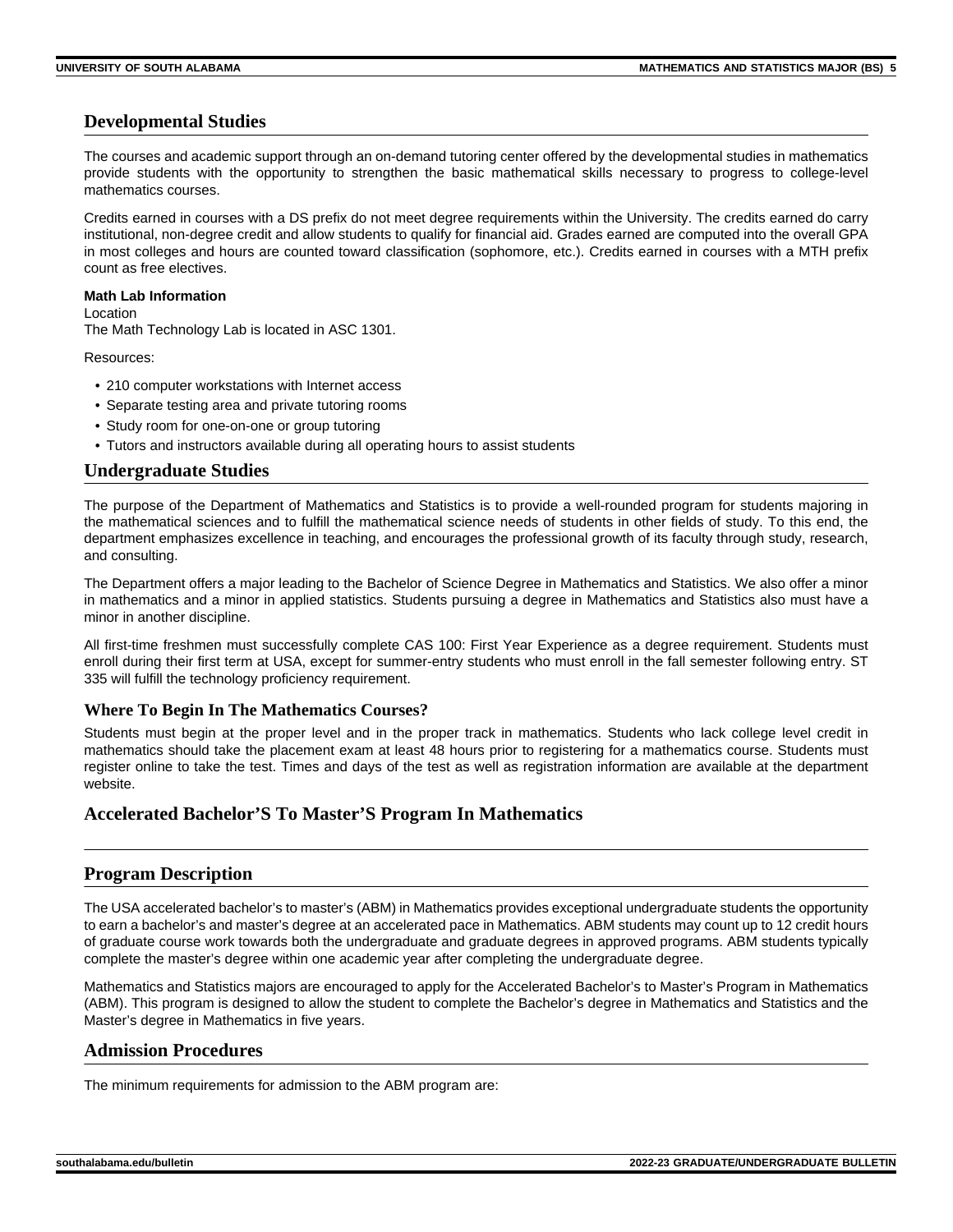## Developmental Studies

The courses and academic support through an on-demand tutoring center offered by the developmental studies in mathematics provide students with the opportunity to strengthen the basic mathematical skills necessary to progress to college-level mathematics courses.

Credits earned in courses with a DS prefix do not meet degree requirements within the University. The credits earned do carry institutional, non-degree credit and allow students to qualify for financial aid. Grades earned are computed into the overall GPA in most colleges and hours are counted toward classification (sophomore, etc.). Credits earned in courses with a MTH prefix count as free electives.

**Math Lab Information**

Location
The Math Technology Lab is located in ASC 1301.

Resources:

- 210 computer workstations with Internet access
- Separate testing area and private tutoring rooms
- Study room for one-on-one or group tutoring
- Tutors and instructors available during all operating hours to assist students

## Undergraduate Studies

The purpose of the Department of Mathematics and Statistics is to provide a well-rounded program for students majoring in the mathematical sciences and to fulfill the mathematical science needs of students in other fields of study. To this end, the department emphasizes excellence in teaching, and encourages the professional growth of its faculty through study, research, and consulting.

The Department offers a major leading to the Bachelor of Science Degree in Mathematics and Statistics. We also offer a minor in mathematics and a minor in applied statistics. Students pursuing a degree in Mathematics and Statistics also must have a minor in another discipline.

All first-time freshmen must successfully complete CAS 100: First Year Experience as a degree requirement. Students must enroll during their first term at USA, except for summer-entry students who must enroll in the fall semester following entry. ST 335 will fulfill the technology proficiency requirement.

### Where To Begin In The Mathematics Courses?

Students must begin at the proper level and in the proper track in mathematics. Students who lack college level credit in mathematics should take the placement exam at least 48 hours prior to registering for a mathematics course. Students must register online to take the test. Times and days of the test as well as registration information are available at the department website.

### Accelerated Bachelor'S To Master'S Program In Mathematics

## Program Description

The USA accelerated bachelor's to master's (ABM) in Mathematics provides exceptional undergraduate students the opportunity to earn a bachelor's and master's degree at an accelerated pace in Mathematics. ABM students may count up to 12 credit hours of graduate course work towards both the undergraduate and graduate degrees in approved programs. ABM students typically complete the master's degree within one academic year after completing the undergraduate degree.

Mathematics and Statistics majors are encouraged to apply for the Accelerated Bachelor's to Master's Program in Mathematics (ABM). This program is designed to allow the student to complete the Bachelor's degree in Mathematics and Statistics and the Master's degree in Mathematics in five years.

## Admission Procedures

The minimum requirements for admission to the ABM program are: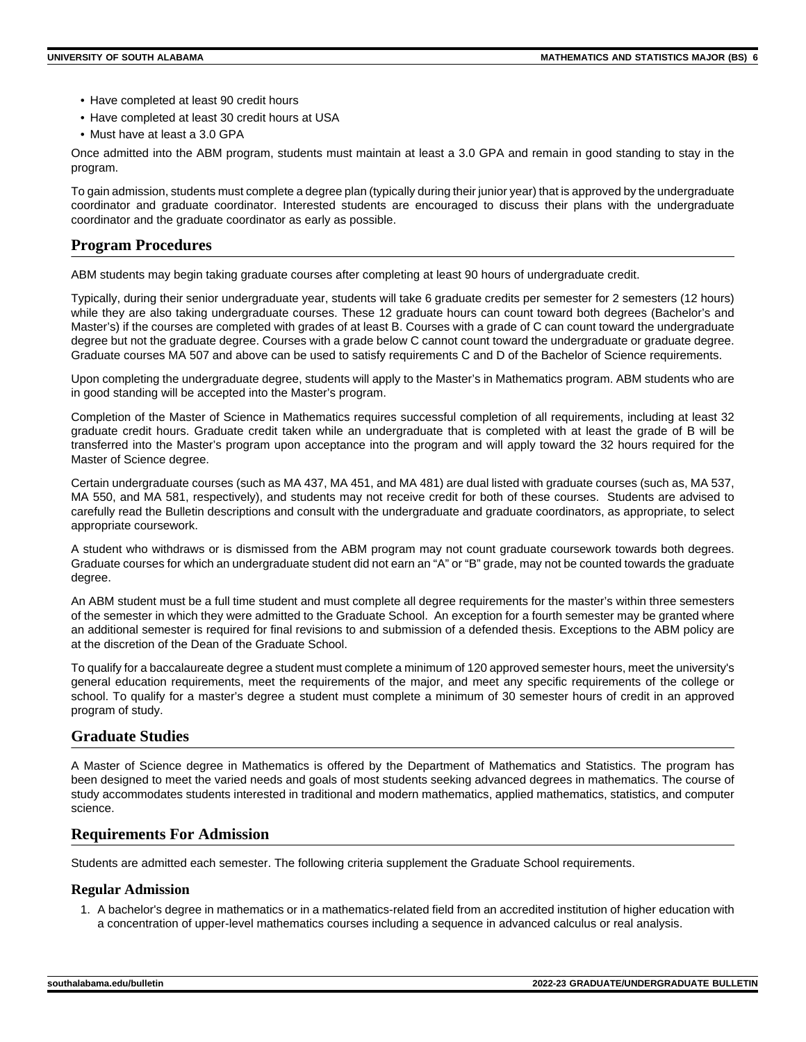- Have completed at least 90 credit hours
- Have completed at least 30 credit hours at USA
- Must have at least a 3.0 GPA

Once admitted into the ABM program, students must maintain at least a 3.0 GPA and remain in good standing to stay in the program.

To gain admission, students must complete a degree plan (typically during their junior year) that is approved by the undergraduate coordinator and graduate coordinator. Interested students are encouraged to discuss their plans with the undergraduate coordinator and the graduate coordinator as early as possible.

## Program Procedures

ABM students may begin taking graduate courses after completing at least 90 hours of undergraduate credit.

Typically, during their senior undergraduate year, students will take 6 graduate credits per semester for 2 semesters (12 hours) while they are also taking undergraduate courses. These 12 graduate hours can count toward both degrees (Bachelor's and Master's) if the courses are completed with grades of at least B. Courses with a grade of C can count toward the undergraduate degree but not the graduate degree. Courses with a grade below C cannot count toward the undergraduate or graduate degree. Graduate courses MA 507 and above can be used to satisfy requirements C and D of the Bachelor of Science requirements.

Upon completing the undergraduate degree, students will apply to the Master's in Mathematics program. ABM students who are in good standing will be accepted into the Master's program.

Completion of the Master of Science in Mathematics requires successful completion of all requirements, including at least 32 graduate credit hours. Graduate credit taken while an undergraduate that is completed with at least the grade of B will be transferred into the Master's program upon acceptance into the program and will apply toward the 32 hours required for the Master of Science degree.

Certain undergraduate courses (such as MA 437, MA 451, and MA 481) are dual listed with graduate courses (such as, MA 537, MA 550, and MA 581, respectively), and students may not receive credit for both of these courses. Students are advised to carefully read the Bulletin descriptions and consult with the undergraduate and graduate coordinators, as appropriate, to select appropriate coursework.

A student who withdraws or is dismissed from the ABM program may not count graduate coursework towards both degrees. Graduate courses for which an undergraduate student did not earn an "A" or "B" grade, may not be counted towards the graduate degree.

An ABM student must be a full time student and must complete all degree requirements for the master's within three semesters of the semester in which they were admitted to the Graduate School. An exception for a fourth semester may be granted where an additional semester is required for final revisions to and submission of a defended thesis. Exceptions to the ABM policy are at the discretion of the Dean of the Graduate School.

To qualify for a baccalaureate degree a student must complete a minimum of 120 approved semester hours, meet the university's general education requirements, meet the requirements of the major, and meet any specific requirements of the college or school. To qualify for a master's degree a student must complete a minimum of 30 semester hours of credit in an approved program of study.

## Graduate Studies

A Master of Science degree in Mathematics is offered by the Department of Mathematics and Statistics. The program has been designed to meet the varied needs and goals of most students seeking advanced degrees in mathematics. The course of study accommodates students interested in traditional and modern mathematics, applied mathematics, statistics, and computer science.

## Requirements For Admission

Students are admitted each semester. The following criteria supplement the Graduate School requirements.

### Regular Admission

1. A bachelor's degree in mathematics or in a mathematics-related field from an accredited institution of higher education with a concentration of upper-level mathematics courses including a sequence in advanced calculus or real analysis.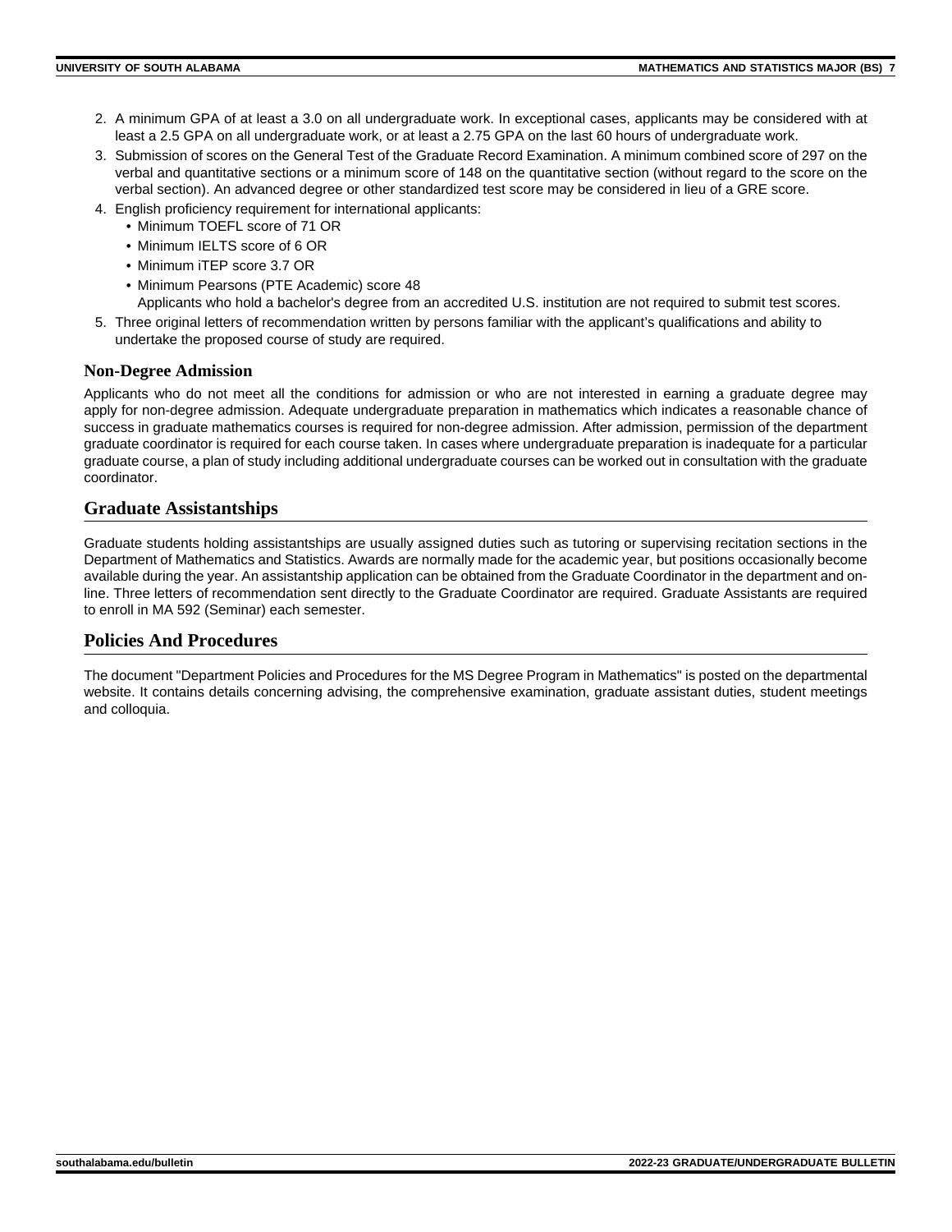2. A minimum GPA of at least a 3.0 on all undergraduate work. In exceptional cases, applicants may be considered with at least a 2.5 GPA on all undergraduate work, or at least a 2.75 GPA on the last 60 hours of undergraduate work.
3. Submission of scores on the General Test of the Graduate Record Examination. A minimum combined score of 297 on the verbal and quantitative sections or a minimum score of 148 on the quantitative section (without regard to the score on the verbal section). An advanced degree or other standardized test score may be considered in lieu of a GRE score.
4. English proficiency requirement for international applicants:
   - Minimum TOEFL score of 71 OR
   - Minimum IELTS score of 6 OR
   - Minimum iTEP score 3.7 OR
   - Minimum Pearsons (PTE Academic) score 48

   Applicants who hold a bachelor's degree from an accredited U.S. institution are not required to submit test scores.
5. Three original letters of recommendation written by persons familiar with the applicant's qualifications and ability to undertake the proposed course of study are required.

### Non-Degree Admission

Applicants who do not meet all the conditions for admission or who are not interested in earning a graduate degree may apply for non-degree admission. Adequate undergraduate preparation in mathematics which indicates a reasonable chance of success in graduate mathematics courses is required for non-degree admission. After admission, permission of the department graduate coordinator is required for each course taken. In cases where undergraduate preparation is inadequate for a particular graduate course, a plan of study including additional undergraduate courses can be worked out in consultation with the graduate coordinator.

## Graduate Assistantships

Graduate students holding assistantships are usually assigned duties such as tutoring or supervising recitation sections in the Department of Mathematics and Statistics. Awards are normally made for the academic year, but positions occasionally become available during the year. An assistantship application can be obtained from the Graduate Coordinator in the department and on-line. Three letters of recommendation sent directly to the Graduate Coordinator are required. Graduate Assistants are required to enroll in MA 592 (Seminar) each semester.

## Policies And Procedures

The document "Department Policies and Procedures for the MS Degree Program in Mathematics" is posted on the departmental website. It contains details concerning advising, the comprehensive examination, graduate assistant duties, student meetings and colloquia.